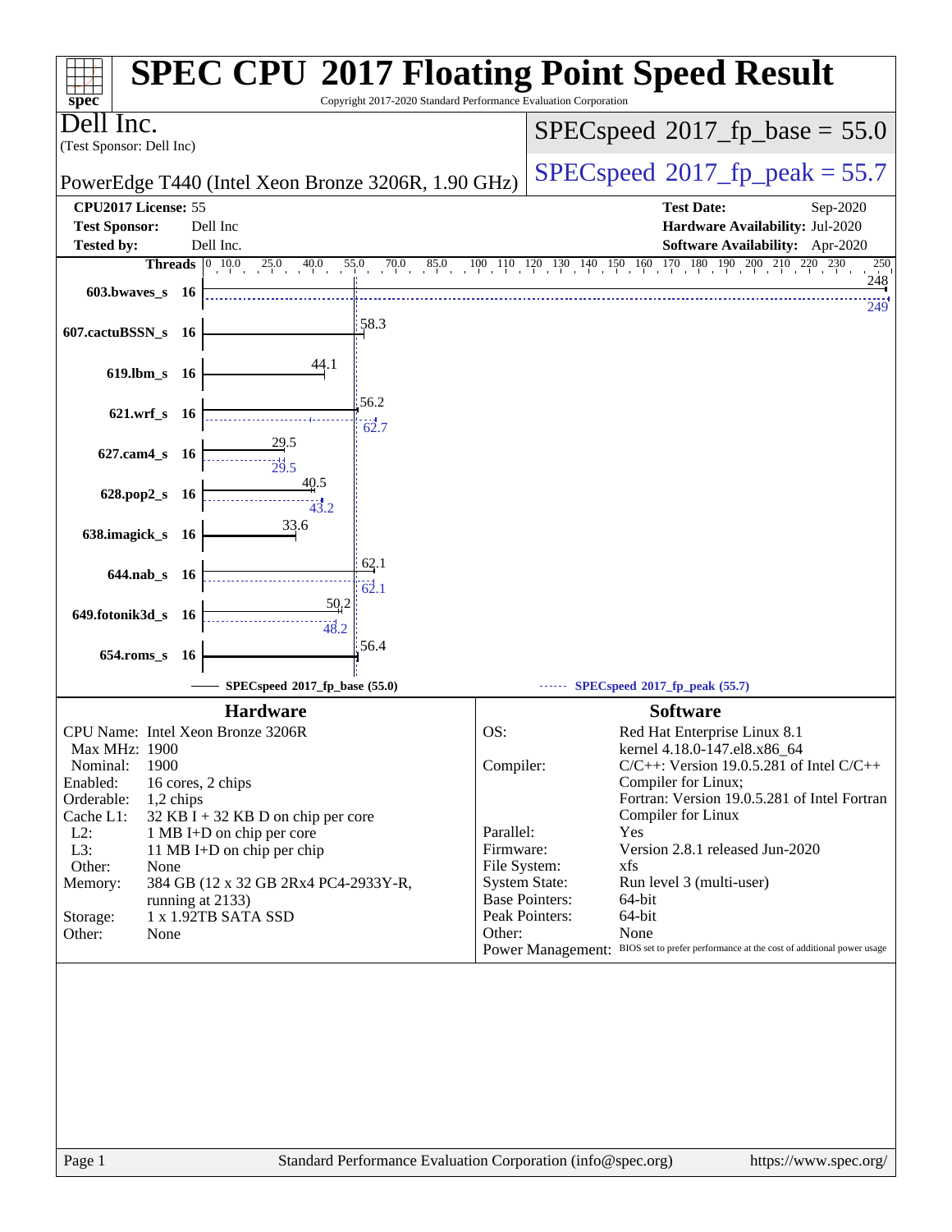# SPEC CPU 2017 Floating Point Speed Result

Copyright 2017-2020 Standard Performance Evaluation Corporation

**Dell Inc.**
(Test Sponsor: Dell Inc)

PowerEdge T440 (Intel Xeon Bronze 3206R, 1.90 GHz)

SPECspeed 2017_fp_base = 55.0

SPECspeed 2017_fp_peak = 55.7

| | | | |
|---|---|---|---|
| **CPU2017 License:** | 55 | **Test Date:** | Sep-2020 |
| **Test Sponsor:** | Dell Inc | **Hardware Availability:** | Jul-2020 |
| **Tested by:** | Dell Inc. | **Software Availability:** | Apr-2020 |

| Benchmark | Threads | Base | Peak |
|---|---|---|---|
| 603.bwaves_s | 16 | 248 | 249 |
| 607.cactuBSSN_s | 16 | 58.3 | |
| 619.lbm_s | 16 | 44.1 | |
| 621.wrf_s | 16 | 56.2 | 62.7 |
| 627.cam4_s | 16 | 29.5 | 29.5 |
| 628.pop2_s | 16 | 40.5 | 43.2 |
| 638.imagick_s | 16 | 33.6 | |
| 644.nab_s | 16 | 62.1 | 62.1 |
| 649.fotonik3d_s | 16 | 50.2 | 48.2 |
| 654.roms_s | 16 | 56.4 | |

SPECspeed 2017_fp_base (55.0) — SPECspeed 2017_fp_peak (55.7)

## Hardware

| | |
|---|---|
| CPU Name: | Intel Xeon Bronze 3206R |
| Max MHz: | 1900 |
| Nominal: | 1900 |
| Enabled: | 16 cores, 2 chips |
| Orderable: | 1,2 chips |
| Cache L1: | 32 KB I + 32 KB D on chip per core |
| L2: | 1 MB I+D on chip per core |
| L3: | 11 MB I+D on chip per chip |
| Other: | None |
| Memory: | 384 GB (12 x 32 GB 2Rx4 PC4-2933Y-R, running at 2133) |
| Storage: | 1 x 1.92TB SATA SSD |
| Other: | None |

## Software

| | |
|---|---|
| OS: | Red Hat Enterprise Linux 8.1 kernel 4.18.0-147.el8.x86_64 |
| Compiler: | C/C++: Version 19.0.5.281 of Intel C/C++ Compiler for Linux; Fortran: Version 19.0.5.281 of Intel Fortran Compiler for Linux |
| Parallel: | Yes |
| Firmware: | Version 2.8.1 released Jun-2020 |
| File System: | xfs |
| System State: | Run level 3 (multi-user) |
| Base Pointers: | 64-bit |
| Peak Pointers: | 64-bit |
| Other: | None |
| Power Management: | BIOS set to prefer performance at the cost of additional power usage |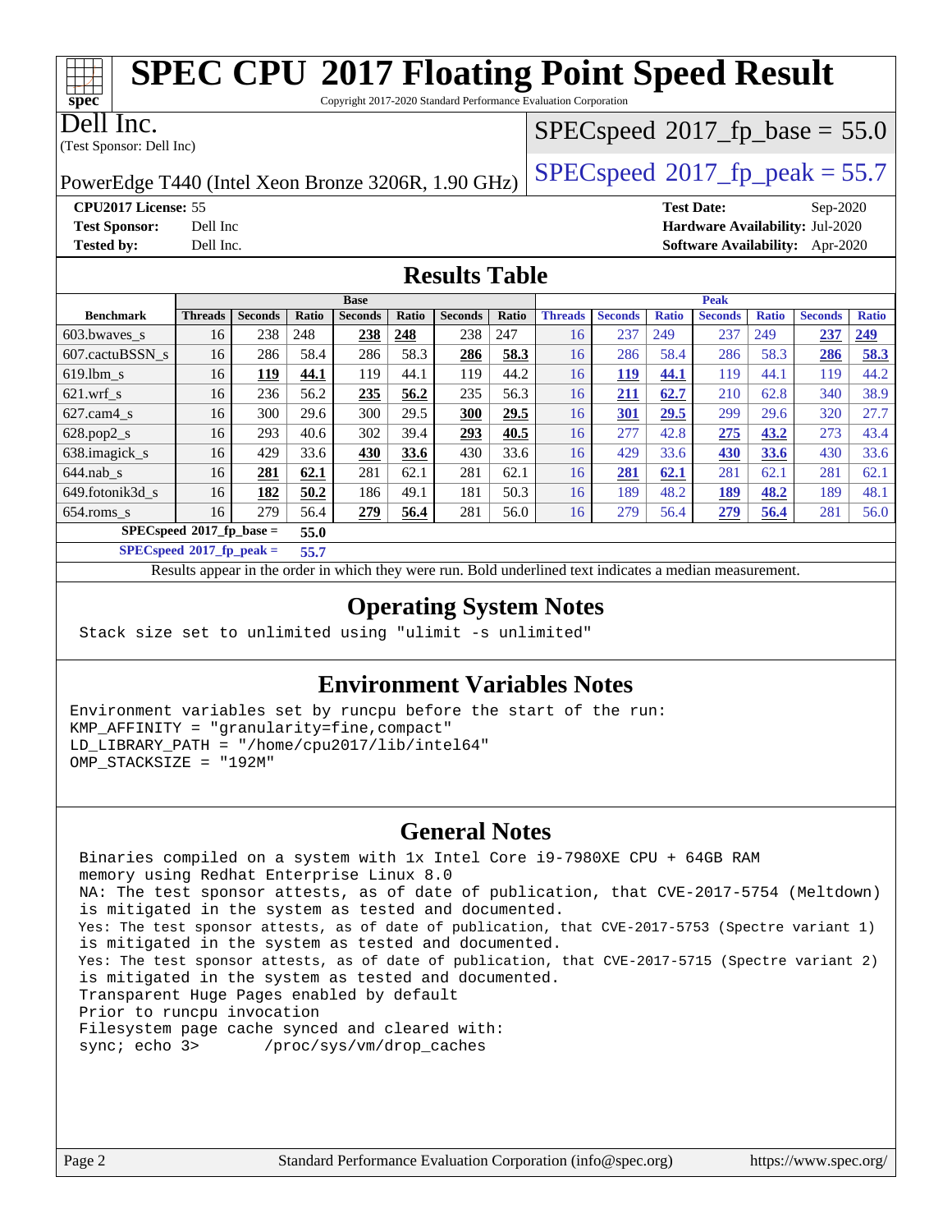# SPEC CPU 2017 Floating Point Speed Result

Copyright 2017-2020 Standard Performance Evaluation Corporation

**Dell Inc.**
(Test Sponsor: Dell Inc)

PowerEdge T440 (Intel Xeon Bronze 3206R, 1.90 GHz)

SPECspeed 2017_fp_base = 55.0

SPECspeed 2017_fp_peak = 55.7

**CPU2017 License:** 55
**Test Sponsor:** Dell Inc
**Tested by:** Dell Inc.

**Test Date:** Sep-2020
**Hardware Availability:** Jul-2020
**Software Availability:** Apr-2020

## Results Table

| Benchmark | Base | | | | | | | Peak | | | | | | |
|---|---|---|---|---|---|---|---|---|---|---|---|---|---|---|
| | Threads | Seconds | Ratio | Seconds | Ratio | Seconds | Ratio | Threads | Seconds | Ratio | Seconds | Ratio | Seconds | Ratio |
| 603.bwaves_s | 16 | 238 | 248 | **238** | **248** | 238 | 247 | 16 | 237 | 249 | 237 | 249 | **237** | **249** |
| 607.cactuBSSN_s | 16 | 286 | 58.4 | 286 | 58.3 | **286** | **58.3** | 16 | 286 | 58.4 | 286 | 58.3 | **286** | **58.3** |
| 619.lbm_s | 16 | **119** | **44.1** | 119 | 44.1 | 119 | 44.2 | 16 | **119** | **44.1** | 119 | 44.1 | 119 | 44.2 |
| 621.wrf_s | 16 | 236 | 56.2 | **235** | **56.2** | 235 | 56.3 | 16 | **211** | **62.7** | 210 | 62.8 | 340 | 38.9 |
| 627.cam4_s | 16 | 300 | 29.6 | 300 | 29.5 | **300** | **29.5** | 16 | **301** | **29.5** | 299 | 29.6 | 320 | 27.7 |
| 628.pop2_s | 16 | 293 | 40.6 | 302 | 39.4 | **293** | **40.5** | 16 | 277 | 42.8 | **275** | **43.2** | 273 | 43.4 |
| 638.imagick_s | 16 | 429 | 33.6 | **430** | **33.6** | 430 | 33.6 | 16 | 429 | 33.6 | **430** | **33.6** | 430 | 33.6 |
| 644.nab_s | 16 | **281** | **62.1** | 281 | 62.1 | 281 | 62.1 | 16 | **281** | **62.1** | 281 | 62.1 | 281 | 62.1 |
| 649.fotonik3d_s | 16 | **182** | **50.2** | 186 | 49.1 | 181 | 50.3 | 16 | 189 | 48.2 | **189** | **48.2** | 189 | 48.1 |
| 654.roms_s | 16 | 279 | 56.4 | **279** | **56.4** | 281 | 56.0 | 16 | 279 | 56.4 | **279** | **56.4** | 281 | 56.0 |

**SPECspeed 2017_fp_base = 55.0**

**SPECspeed 2017_fp_peak = 55.7**

Results appear in the order in which they were run. Bold underlined text indicates a median measurement.

## Operating System Notes

```
Stack size set to unlimited using "ulimit -s unlimited"
```

## Environment Variables Notes

```
Environment variables set by runcpu before the start of the run:
KMP_AFFINITY = "granularity=fine,compact"
LD_LIBRARY_PATH = "/home/cpu2017/lib/intel64"
OMP_STACKSIZE = "192M"
```

## General Notes

```
Binaries compiled on a system with 1x Intel Core i9-7980XE CPU + 64GB RAM
memory using Redhat Enterprise Linux 8.0
NA: The test sponsor attests, as of date of publication, that CVE-2017-5754 (Meltdown)
is mitigated in the system as tested and documented.
Yes: The test sponsor attests, as of date of publication, that CVE-2017-5753 (Spectre variant 1)
is mitigated in the system as tested and documented.
Yes: The test sponsor attests, as of date of publication, that CVE-2017-5715 (Spectre variant 2)
is mitigated in the system as tested and documented.
Transparent Huge Pages enabled by default
Prior to runcpu invocation
Filesystem page cache synced and cleared with:
sync; echo 3>       /proc/sys/vm/drop_caches
```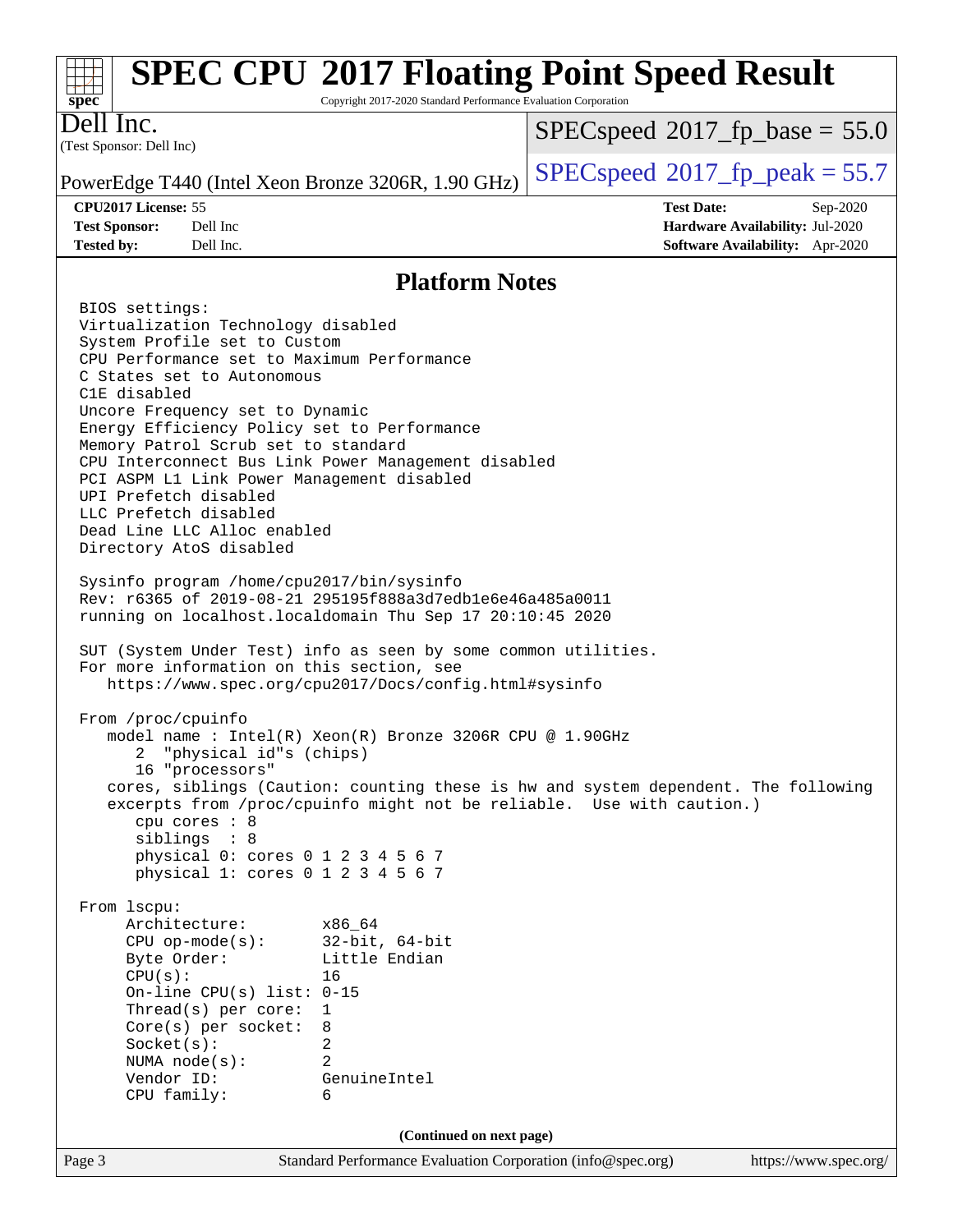# SPEC CPU 2017 Floating Point Speed Result

Copyright 2017-2020 Standard Performance Evaluation Corporation

**Dell Inc.**
(Test Sponsor: Dell Inc)

PowerEdge T440 (Intel Xeon Bronze 3206R, 1.90 GHz)

SPECspeed 2017_fp_base = 55.0

SPECspeed 2017_fp_peak = 55.7

| | | | |
|---|---|---|---|
| **CPU2017 License:** | 55 | **Test Date:** | Sep-2020 |
| **Test Sponsor:** | Dell Inc | **Hardware Availability:** | Jul-2020 |
| **Tested by:** | Dell Inc. | **Software Availability:** | Apr-2020 |

## Platform Notes

```
BIOS settings:
Virtualization Technology disabled
System Profile set to Custom
CPU Performance set to Maximum Performance
C States set to Autonomous
C1E disabled
Uncore Frequency set to Dynamic
Energy Efficiency Policy set to Performance
Memory Patrol Scrub set to standard
CPU Interconnect Bus Link Power Management disabled
PCI ASPM L1 Link Power Management disabled
UPI Prefetch disabled
LLC Prefetch disabled
Dead Line LLC Alloc enabled
Directory AtoS disabled

Sysinfo program /home/cpu2017/bin/sysinfo
Rev: r6365 of 2019-08-21 295195f888a3d7edb1e6e46a485a0011
running on localhost.localdomain Thu Sep 17 20:10:45 2020

SUT (System Under Test) info as seen by some common utilities.
For more information on this section, see
   https://www.spec.org/cpu2017/Docs/config.html#sysinfo

From /proc/cpuinfo
   model name : Intel(R) Xeon(R) Bronze 3206R CPU @ 1.90GHz
      2  "physical id"s (chips)
      16 "processors"
   cores, siblings (Caution: counting these is hw and system dependent. The following
   excerpts from /proc/cpuinfo might not be reliable.  Use with caution.)
      cpu cores : 8
      siblings  : 8
      physical 0: cores 0 1 2 3 4 5 6 7
      physical 1: cores 0 1 2 3 4 5 6 7

From lscpu:
     Architecture:        x86_64
     CPU op-mode(s):      32-bit, 64-bit
     Byte Order:          Little Endian
     CPU(s):              16
     On-line CPU(s) list: 0-15
     Thread(s) per core:  1
     Core(s) per socket:  8
     Socket(s):           2
     NUMA node(s):        2
     Vendor ID:           GenuineIntel
     CPU family:          6
```

**(Continued on next page)**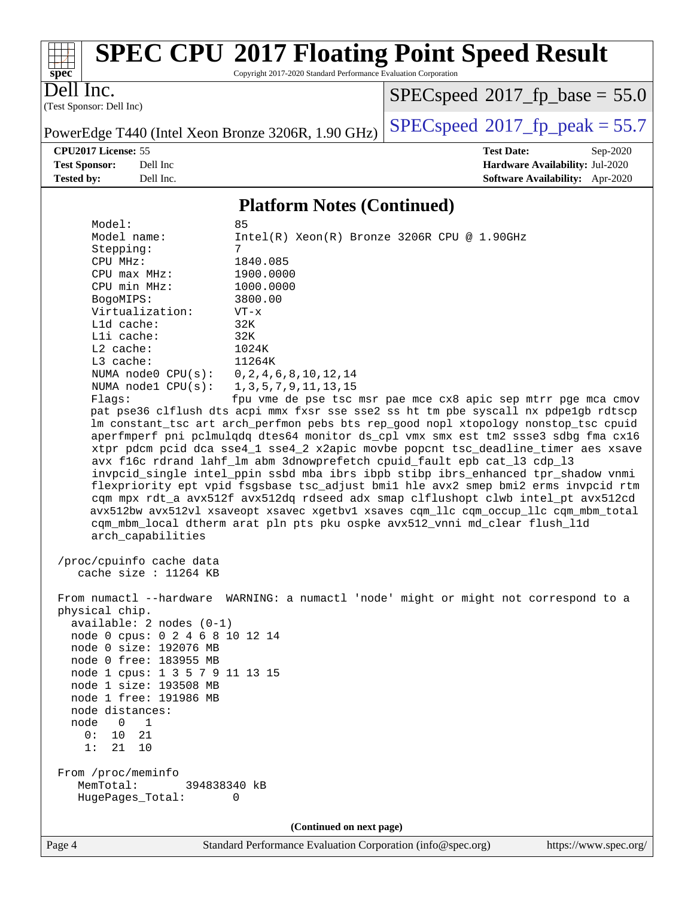## Platform Notes (Continued)

```
     Model:                 85
     Model name:            Intel(R) Xeon(R) Bronze 3206R CPU @ 1.90GHz
     Stepping:              7
     CPU MHz:               1840.085
     CPU max MHz:           1900.0000
     CPU min MHz:           1000.0000
     BogoMIPS:              3800.00
     Virtualization:        VT-x
     L1d cache:             32K
     L1i cache:             32K
     L2 cache:              1024K
     L3 cache:              11264K
     NUMA node0 CPU(s):     0,2,4,6,8,10,12,14
     NUMA node1 CPU(s):     1,3,5,7,9,11,13,15
     Flags:                 fpu vme de pse tsc msr pae mce cx8 apic sep mtrr pge mca cmov
     pat pse36 clflush dts acpi mmx fxsr sse sse2 ss ht tm pbe syscall nx pdpe1gb rdtscp
     lm constant_tsc art arch_perfmon pebs bts rep_good nopl xtopology nonstop_tsc cpuid
     aperfmperf pni pclmulqdq dtes64 monitor ds_cpl vmx smx est tm2 ssse3 sdbg fma cx16
     xtpr pdcm pcid dca sse4_1 sse4_2 x2apic movbe popcnt tsc_deadline_timer aes xsave
     avx f16c rdrand lahf_lm abm 3dnowprefetch cpuid_fault epb cat_l3 cdp_l3
     invpcid_single intel_ppin ssbd mba ibrs ibpb stibp ibrs_enhanced tpr_shadow vnmi
     flexpriority ept vpid fsgsbase tsc_adjust bmi1 hle avx2 smep bmi2 erms invpcid rtm
     cqm mpx rdt_a avx512f avx512dq rdseed adx smap clflushopt clwb intel_pt avx512cd
     avx512bw avx512vl xsaveopt xsavec xgetbv1 xsaves cqm_llc cqm_occup_llc cqm_mbm_total
     cqm_mbm_local dtherm arat pln pts pku ospke avx512_vnni md_clear flush_l1d
     arch_capabilities

 /proc/cpuinfo cache data
    cache size : 11264 KB

 From numactl --hardware  WARNING: a numactl 'node' might or might not correspond to a
 physical chip.
   available: 2 nodes (0-1)
   node 0 cpus: 0 2 4 6 8 10 12 14
   node 0 size: 192076 MB
   node 0 free: 183955 MB
   node 1 cpus: 1 3 5 7 9 11 13 15
   node 1 size: 193508 MB
   node 1 free: 191986 MB
   node distances:
   node   0   1
     0:  10  21
     1:  21  10

 From /proc/meminfo
    MemTotal:       394838340 kB
    HugePages_Total:       0
```

**(Continued on next page)**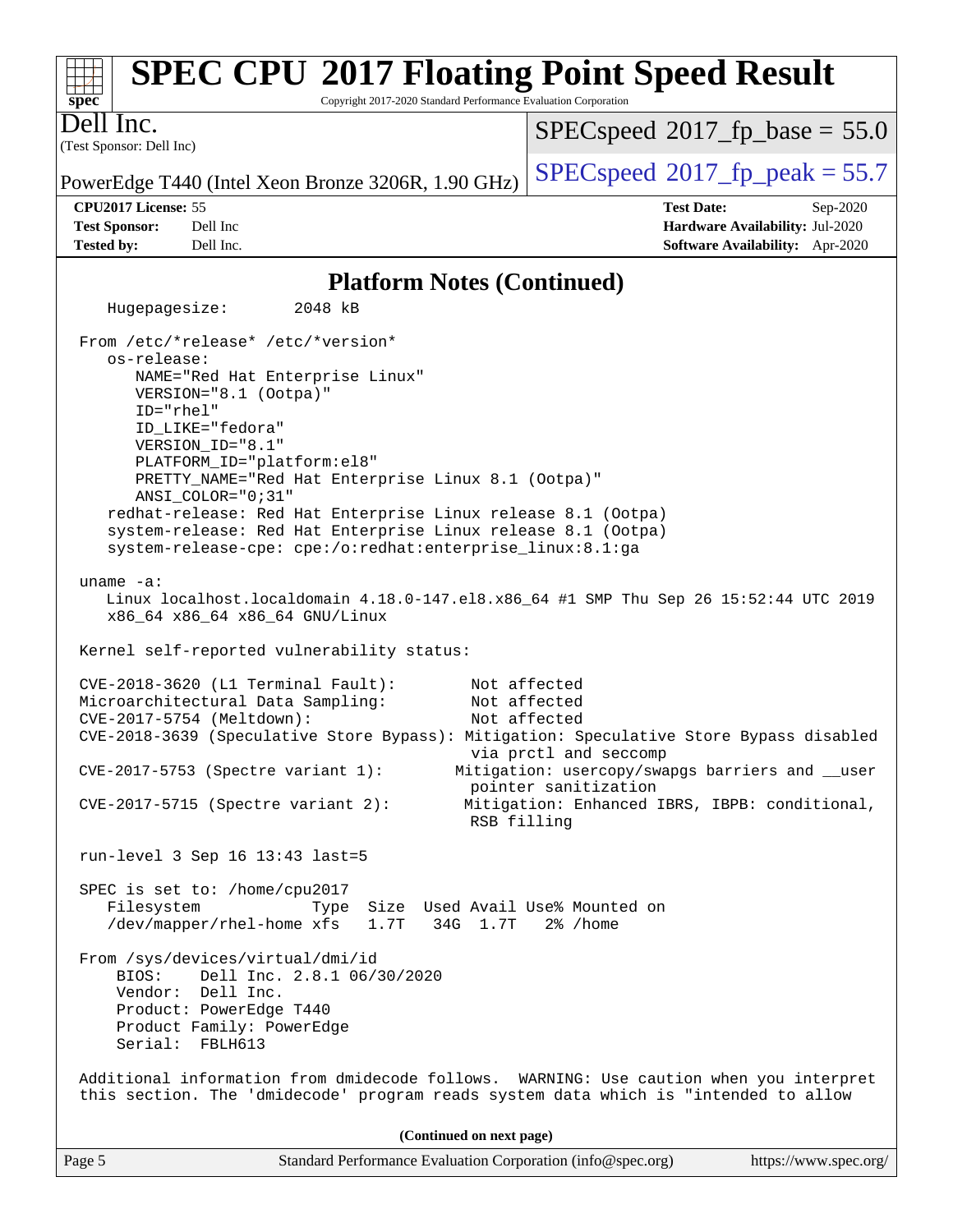## Platform Notes (Continued)

```
   Hugepagesize:       2048 kB

 From /etc/*release* /etc/*version*
    os-release:
       NAME="Red Hat Enterprise Linux"
       VERSION="8.1 (Ootpa)"
       ID="rhel"
       ID_LIKE="fedora"
       VERSION_ID="8.1"
       PLATFORM_ID="platform:el8"
       PRETTY_NAME="Red Hat Enterprise Linux 8.1 (Ootpa)"
       ANSI_COLOR="0;31"
    redhat-release: Red Hat Enterprise Linux release 8.1 (Ootpa)
    system-release: Red Hat Enterprise Linux release 8.1 (Ootpa)
    system-release-cpe: cpe:/o:redhat:enterprise_linux:8.1:ga

 uname -a:
    Linux localhost.localdomain 4.18.0-147.el8.x86_64 #1 SMP Thu Sep 26 15:52:44 UTC 2019
    x86_64 x86_64 x86_64 GNU/Linux

 Kernel self-reported vulnerability status:

 CVE-2018-3620 (L1 Terminal Fault):         Not affected
 Microarchitectural Data Sampling:          Not affected
 CVE-2017-5754 (Meltdown):                  Not affected
 CVE-2018-3639 (Speculative Store Bypass): Mitigation: Speculative Store Bypass disabled
                                            via prctl and seccomp
 CVE-2017-5753 (Spectre variant 1):       Mitigation: usercopy/swapgs barriers and __user
                                            pointer sanitization
 CVE-2017-5715 (Spectre variant 2):        Mitigation: Enhanced IBRS, IBPB: conditional,
                                            RSB filling

 run-level 3 Sep 16 13:43 last=5

 SPEC is set to: /home/cpu2017
    Filesystem              Type  Size  Used Avail Use% Mounted on
    /dev/mapper/rhel-home xfs    1.7T   34G  1.7T   2% /home

 From /sys/devices/virtual/dmi/id
     BIOS:    Dell Inc. 2.8.1 06/30/2020
     Vendor:  Dell Inc.
     Product: PowerEdge T440
     Product Family: PowerEdge
     Serial:  FBLH613

 Additional information from dmidecode follows.  WARNING: Use caution when you interpret
 this section. The 'dmidecode' program reads system data which is "intended to allow
```

(Continued on next page)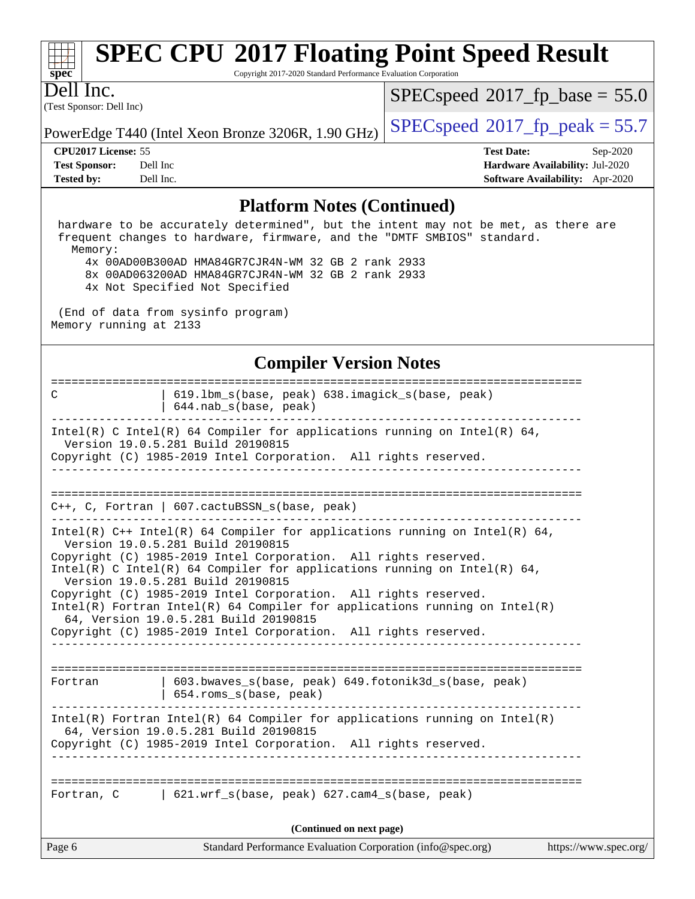## Platform Notes (Continued)

```
 hardware to be accurately determined", but the intent may not be met, as there are
 frequent changes to hardware, firmware, and the "DMTF SMBIOS" standard.
   Memory:
     4x 00AD00B300AD HMA84GR7CJR4N-WM 32 GB 2 rank 2933
     8x 00AD063200AD HMA84GR7CJR4N-WM 32 GB 2 rank 2933
     4x Not Specified Not Specified

 (End of data from sysinfo program)
Memory running at 2133
```

## Compiler Version Notes

```
==============================================================================
C               | 619.lbm_s(base, peak) 638.imagick_s(base, peak)
                | 644.nab_s(base, peak)
------------------------------------------------------------------------------
Intel(R) C Intel(R) 64 Compiler for applications running on Intel(R) 64,
  Version 19.0.5.281 Build 20190815
Copyright (C) 1985-2019 Intel Corporation.  All rights reserved.
------------------------------------------------------------------------------

==============================================================================
C++, C, Fortran | 607.cactuBSSN_s(base, peak)
------------------------------------------------------------------------------
Intel(R) C++ Intel(R) 64 Compiler for applications running on Intel(R) 64,
  Version 19.0.5.281 Build 20190815
Copyright (C) 1985-2019 Intel Corporation.  All rights reserved.
Intel(R) C Intel(R) 64 Compiler for applications running on Intel(R) 64,
  Version 19.0.5.281 Build 20190815
Copyright (C) 1985-2019 Intel Corporation.  All rights reserved.
Intel(R) Fortran Intel(R) 64 Compiler for applications running on Intel(R)
  64, Version 19.0.5.281 Build 20190815
Copyright (C) 1985-2019 Intel Corporation.  All rights reserved.
------------------------------------------------------------------------------

==============================================================================
Fortran         | 603.bwaves_s(base, peak) 649.fotonik3d_s(base, peak)
                | 654.roms_s(base, peak)
------------------------------------------------------------------------------
Intel(R) Fortran Intel(R) 64 Compiler for applications running on Intel(R)
  64, Version 19.0.5.281 Build 20190815
Copyright (C) 1985-2019 Intel Corporation.  All rights reserved.
------------------------------------------------------------------------------

==============================================================================
Fortran, C      | 621.wrf_s(base, peak) 627.cam4_s(base, peak)
```

(Continued on next page)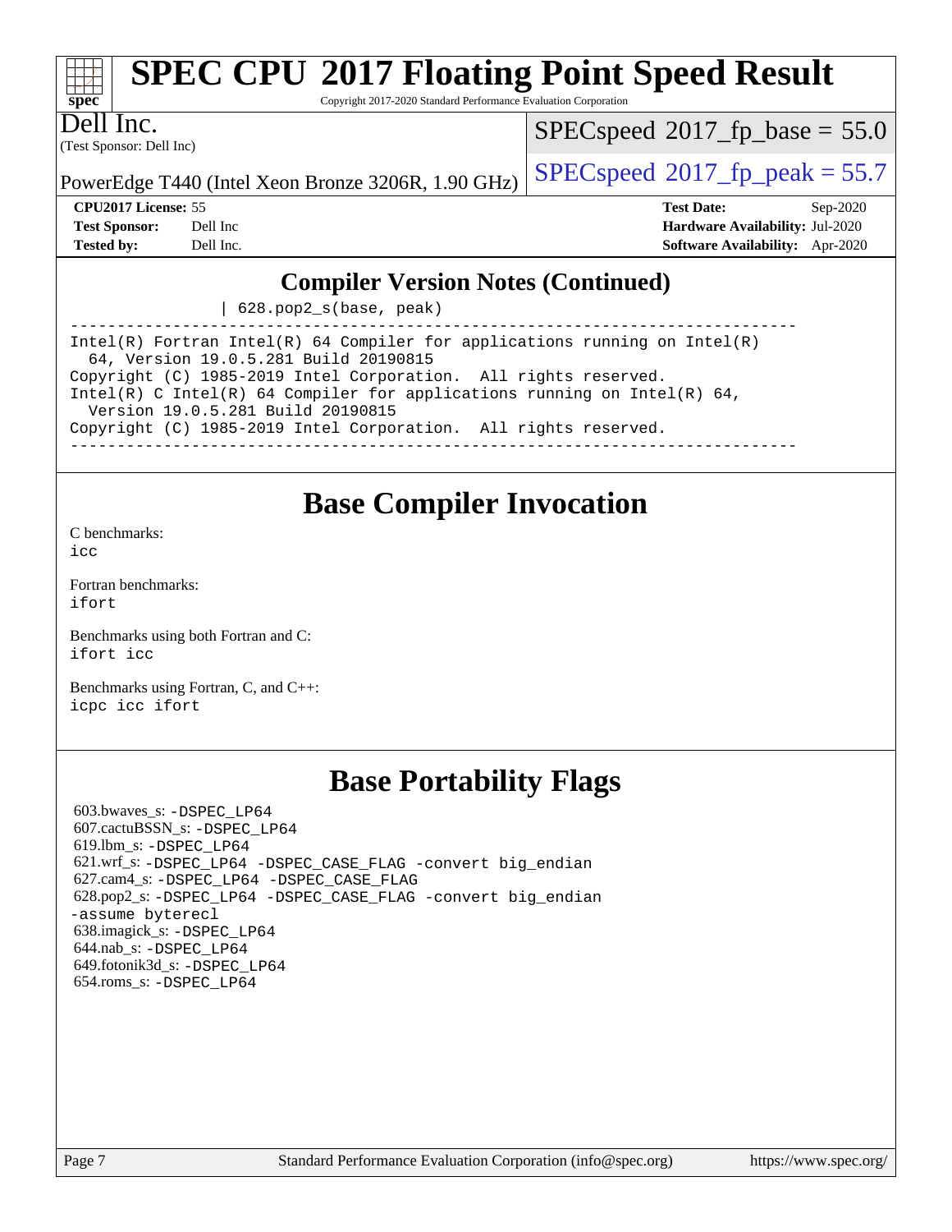## Compiler Version Notes (Continued)

```
                | 628.pop2_s(base, peak)
------------------------------------------------------------------------------
Intel(R) Fortran Intel(R) 64 Compiler for applications running on Intel(R)
  64, Version 19.0.5.281 Build 20190815
Copyright (C) 1985-2019 Intel Corporation.  All rights reserved.
Intel(R) C Intel(R) 64 Compiler for applications running on Intel(R) 64,
  Version 19.0.5.281 Build 20190815
Copyright (C) 1985-2019 Intel Corporation.  All rights reserved.
------------------------------------------------------------------------------
```

# Base Compiler Invocation

C benchmarks:
`icc`

Fortran benchmarks:
`ifort`

Benchmarks using both Fortran and C:
`ifort icc`

Benchmarks using Fortran, C, and C++:
`icpc icc ifort`

# Base Portability Flags

603.bwaves_s: `-DSPEC_LP64`
607.cactuBSSN_s: `-DSPEC_LP64`
619.lbm_s: `-DSPEC_LP64`
621.wrf_s: `-DSPEC_LP64 -DSPEC_CASE_FLAG -convert big_endian`
627.cam4_s: `-DSPEC_LP64 -DSPEC_CASE_FLAG`
628.pop2_s: `-DSPEC_LP64 -DSPEC_CASE_FLAG -convert big_endian -assume byterecl`
638.imagick_s: `-DSPEC_LP64`
644.nab_s: `-DSPEC_LP64`
649.fotonik3d_s: `-DSPEC_LP64`
654.roms_s: `-DSPEC_LP64`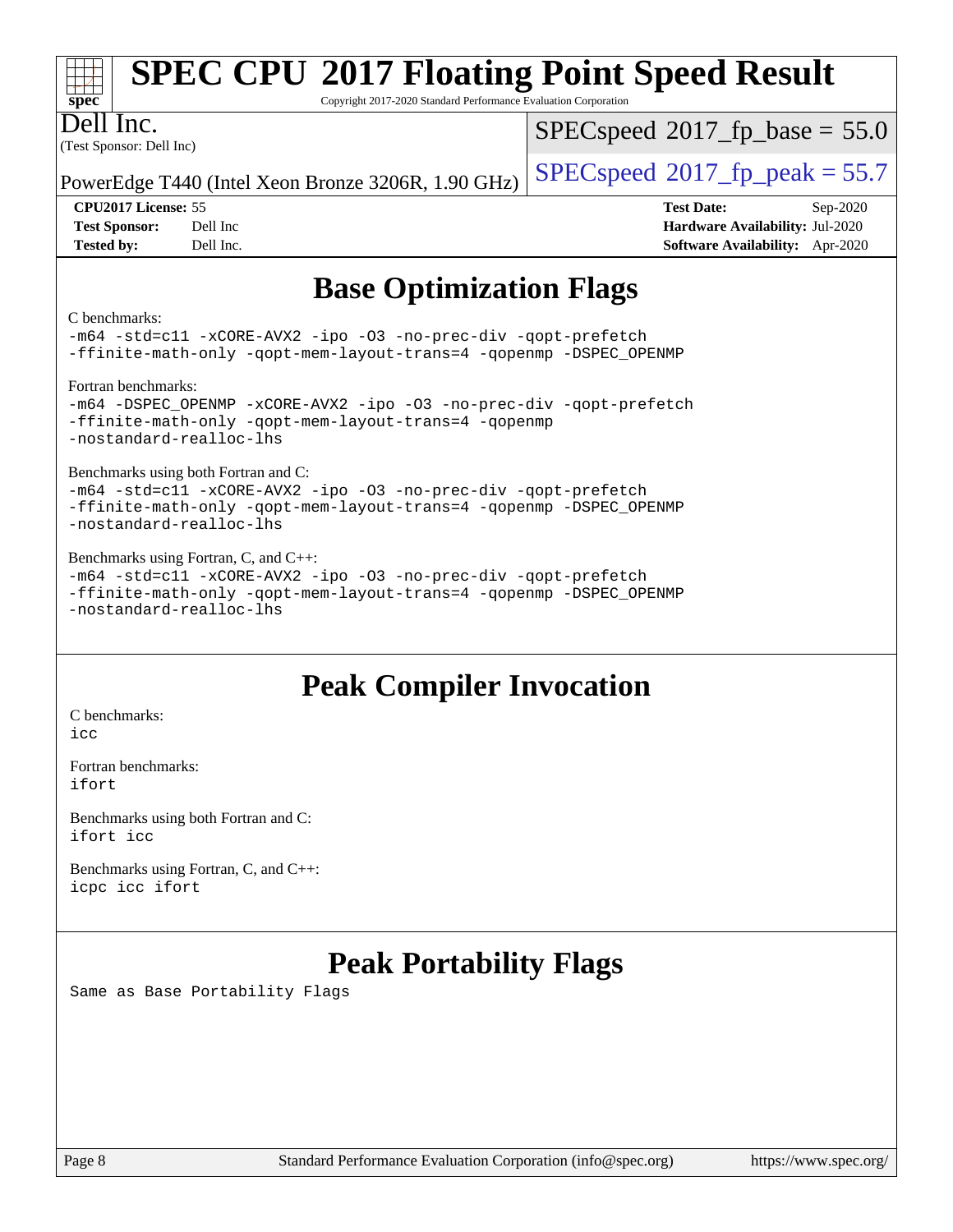## Base Optimization Flags

C benchmarks:

```
-m64 -std=c11 -xCORE-AVX2 -ipo -O3 -no-prec-div -qopt-prefetch
-ffinite-math-only -qopt-mem-layout-trans=4 -qopenmp -DSPEC_OPENMP
```

Fortran benchmarks:

```
-m64 -DSPEC_OPENMP -xCORE-AVX2 -ipo -O3 -no-prec-div -qopt-prefetch
-ffinite-math-only -qopt-mem-layout-trans=4 -qopenmp
-nostandard-realloc-lhs
```

Benchmarks using both Fortran and C:

```
-m64 -std=c11 -xCORE-AVX2 -ipo -O3 -no-prec-div -qopt-prefetch
-ffinite-math-only -qopt-mem-layout-trans=4 -qopenmp -DSPEC_OPENMP
-nostandard-realloc-lhs
```

Benchmarks using Fortran, C, and C++:

```
-m64 -std=c11 -xCORE-AVX2 -ipo -O3 -no-prec-div -qopt-prefetch
-ffinite-math-only -qopt-mem-layout-trans=4 -qopenmp -DSPEC_OPENMP
-nostandard-realloc-lhs
```

## Peak Compiler Invocation

C benchmarks:

```
icc
```

Fortran benchmarks:

```
ifort
```

Benchmarks using both Fortran and C:

```
ifort icc
```

Benchmarks using Fortran, C, and C++:

```
icpc icc ifort
```

## Peak Portability Flags

Same as Base Portability Flags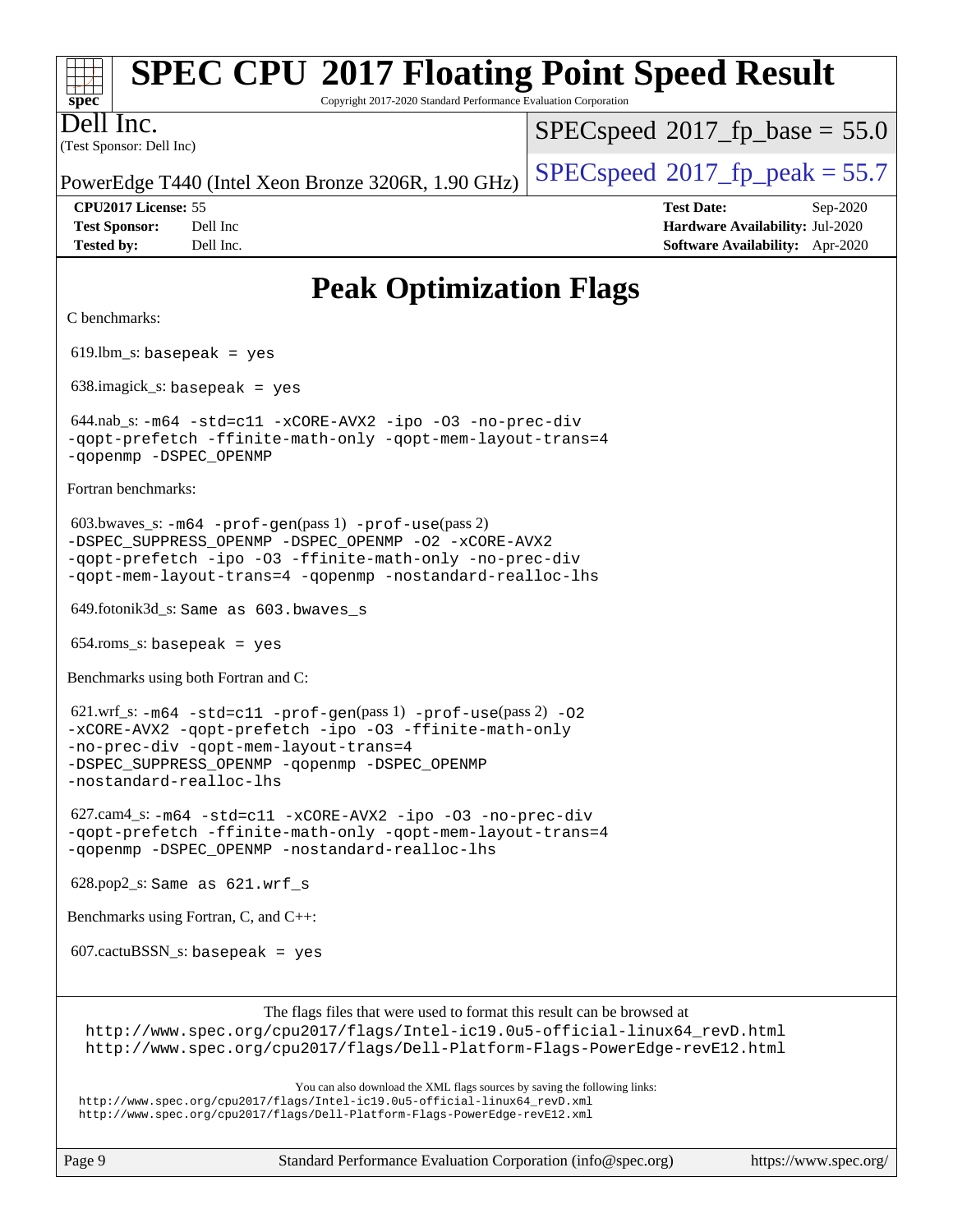# Peak Optimization Flags

C benchmarks:

619.lbm_s: basepeak = yes

638.imagick_s: basepeak = yes

644.nab_s: -m64 -std=c11 -xCORE-AVX2 -ipo -O3 -no-prec-div -qopt-prefetch -ffinite-math-only -qopt-mem-layout-trans=4 -qopenmp -DSPEC_OPENMP

Fortran benchmarks:

603.bwaves_s: -m64 -prof-gen(pass 1) -prof-use(pass 2) -DSPEC_SUPPRESS_OPENMP -DSPEC_OPENMP -O2 -xCORE-AVX2 -qopt-prefetch -ipo -O3 -ffinite-math-only -no-prec-div -qopt-mem-layout-trans=4 -qopenmp -nostandard-realloc-lhs

649.fotonik3d_s: Same as 603.bwaves_s

654.roms_s: basepeak = yes

Benchmarks using both Fortran and C:

621.wrf_s: -m64 -std=c11 -prof-gen(pass 1) -prof-use(pass 2) -O2 -xCORE-AVX2 -qopt-prefetch -ipo -O3 -ffinite-math-only -no-prec-div -qopt-mem-layout-trans=4 -DSPEC_SUPPRESS_OPENMP -qopenmp -DSPEC_OPENMP -nostandard-realloc-lhs

627.cam4_s: -m64 -std=c11 -xCORE-AVX2 -ipo -O3 -no-prec-div -qopt-prefetch -ffinite-math-only -qopt-mem-layout-trans=4 -qopenmp -DSPEC_OPENMP -nostandard-realloc-lhs

628.pop2_s: Same as 621.wrf_s

Benchmarks using Fortran, C, and C++:

607.cactuBSSN_s: basepeak = yes

The flags files that were used to format this result can be browsed at
http://www.spec.org/cpu2017/flags/Intel-ic19.0u5-official-linux64_revD.html
http://www.spec.org/cpu2017/flags/Dell-Platform-Flags-PowerEdge-revE12.html

You can also download the XML flags sources by saving the following links:
http://www.spec.org/cpu2017/flags/Intel-ic19.0u5-official-linux64_revD.xml
http://www.spec.org/cpu2017/flags/Dell-Platform-Flags-PowerEdge-revE12.xml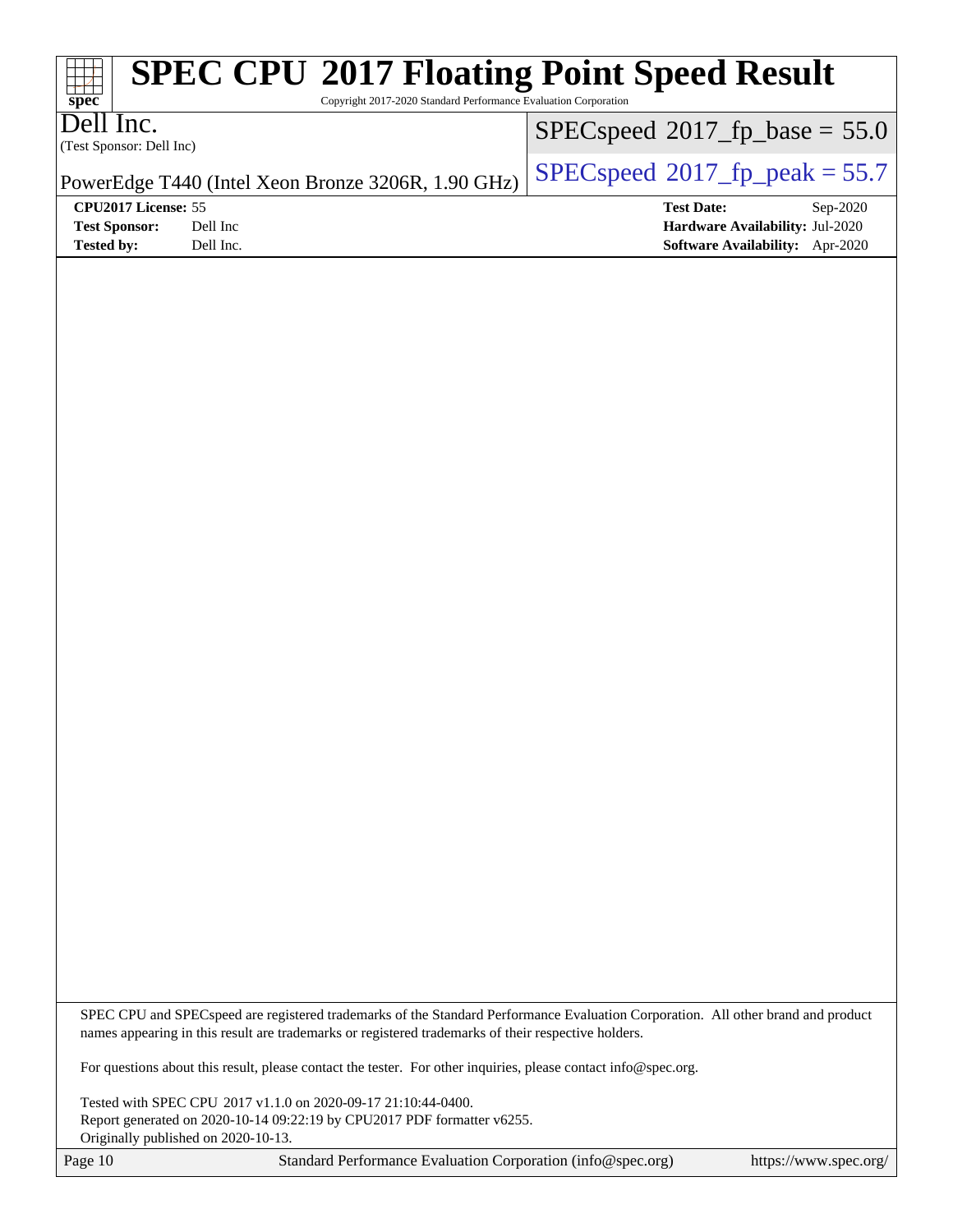SPEC CPU and SPECspeed are registered trademarks of the Standard Performance Evaluation Corporation. All other brand and product names appearing in this result are trademarks or registered trademarks of their respective holders.

For questions about this result, please contact the tester. For other inquiries, please contact info@spec.org.

Tested with SPEC CPU 2017 v1.1.0 on 2020-09-17 21:10:44-0400.
Report generated on 2020-10-14 09:22:19 by CPU2017 PDF formatter v6255.
Originally published on 2020-10-13.